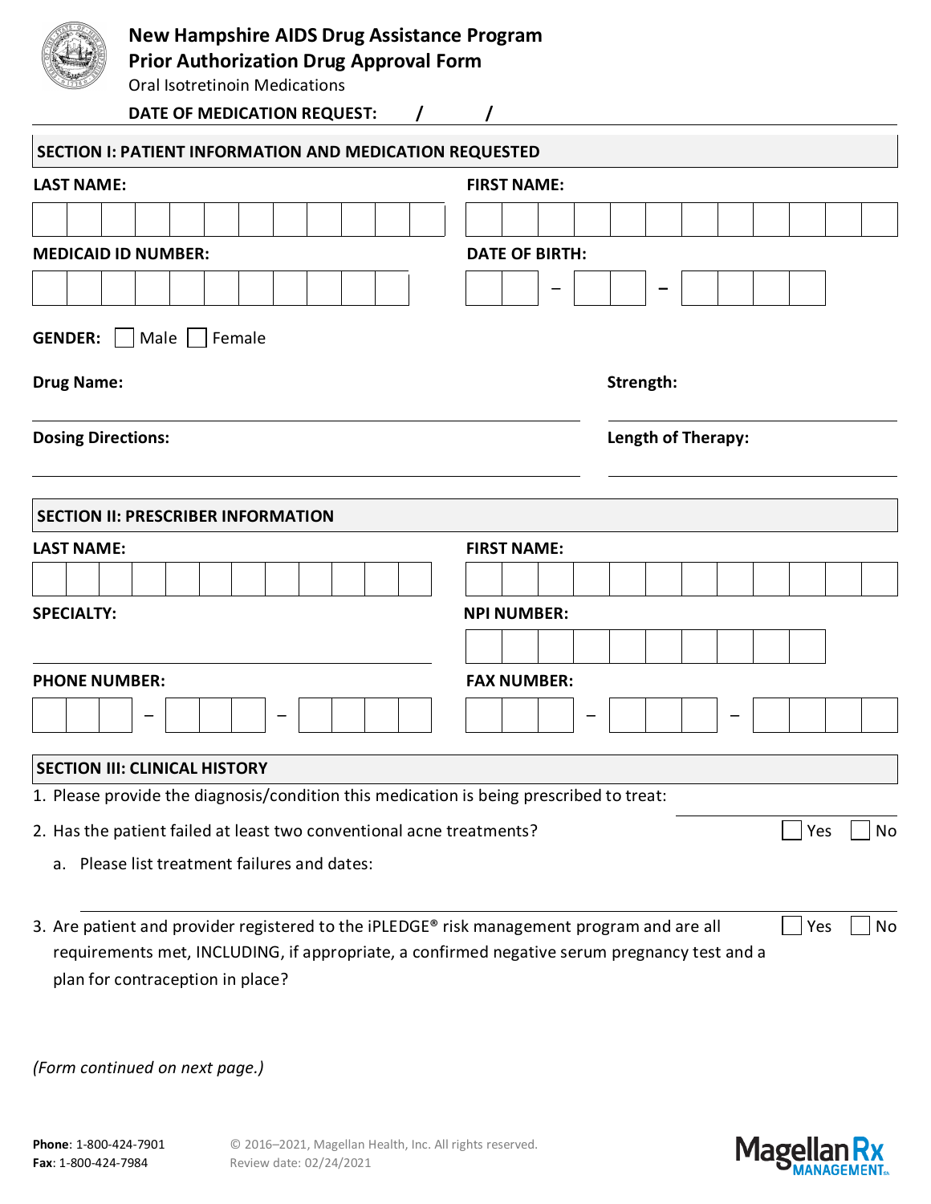# New Hampshire AIDS Drug Assistance Program
## Prior Authorization Drug Approval Form

Oral Isotretinoin Medications

**DATE OF MEDICATION REQUEST:** / /

## SECTION I: PATIENT INFORMATION AND MEDICATION REQUESTED

**LAST NAME:**

**FIRST NAME:**

**MEDICAID ID NUMBER:**

**DATE OF BIRTH:** – –

**GENDER:** ☐ Male ☐ Female

**Drug Name:**

**Strength:**

**Dosing Directions:**

**Length of Therapy:**

## SECTION II: PRESCRIBER INFORMATION

**LAST NAME:**

**FIRST NAME:**

**SPECIALTY:**

**NPI NUMBER:**

**PHONE NUMBER:** – –

**FAX NUMBER:** – –

## SECTION III: CLINICAL HISTORY

1. Please provide the diagnosis/condition this medication is being prescribed to treat:
2. Has the patient failed at least two conventional acne treatments? ☐ Yes ☐ No
   a. Please list treatment failures and dates:
3. Are patient and provider registered to the iPLEDGE® risk management program and are all requirements met, INCLUDING, if appropriate, a confirmed negative serum pregnancy test and a plan for contraception in place? ☐ Yes ☐ No

*(Form continued on next page.)*

**Phone**: 1-800-424-7901
**Fax**: 1-800-424-7984

© 2016–2021, Magellan Health, Inc. All rights reserved.
Review date: 02/24/2021

Magellan Rx MANAGEMENT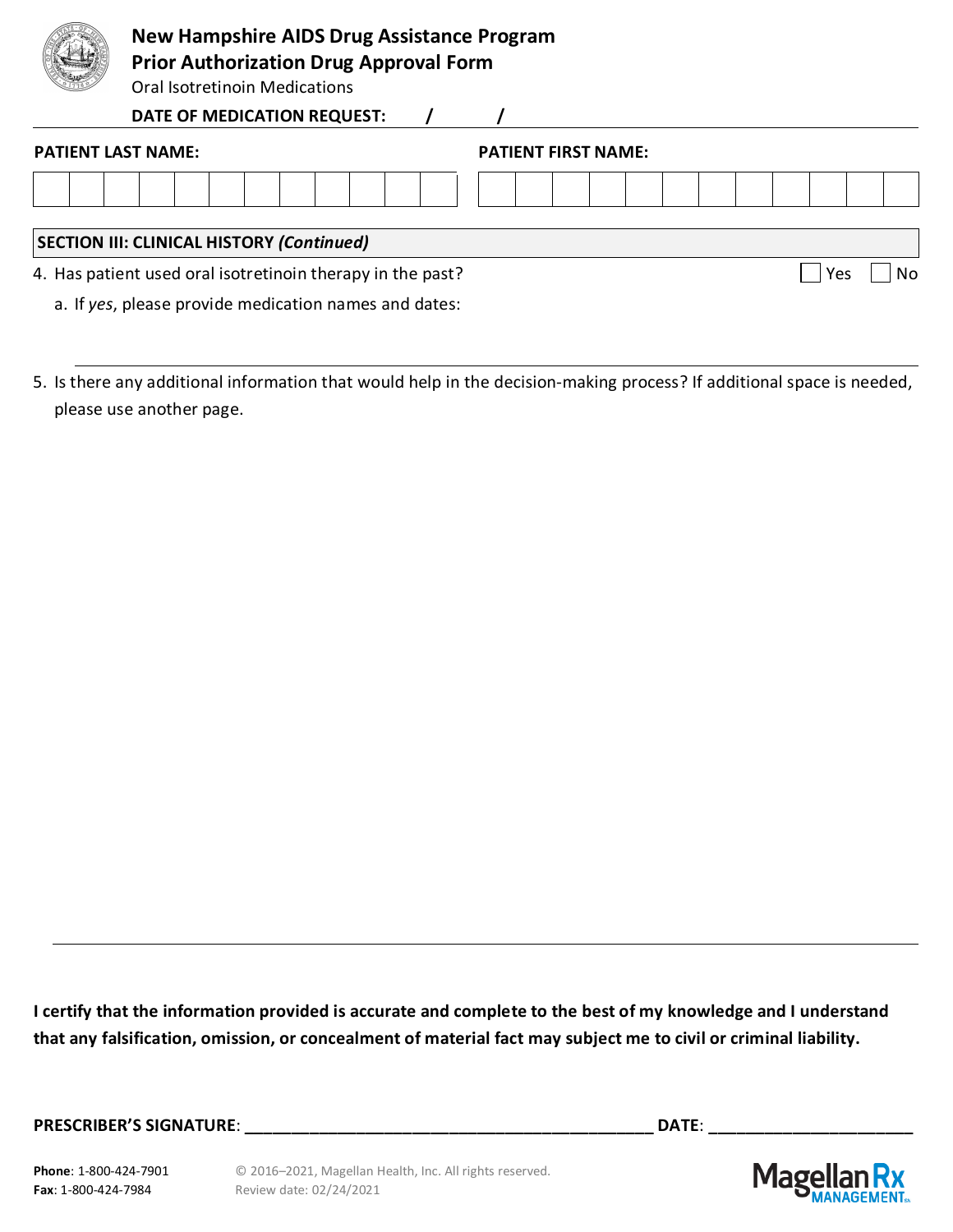**New Hampshire AIDS Drug Assistance Program**
**Prior Authorization Drug Approval Form**
Oral Isotretinoin Medications

**DATE OF MEDICATION REQUEST:** / /

**PATIENT LAST NAME:**

**PATIENT FIRST NAME:**

**SECTION III: CLINICAL HISTORY *(Continued)***

4. Has patient used oral isotretinoin therapy in the past? ☐ Yes ☐ No
   a. If *yes*, please provide medication names and dates:

5. Is there any additional information that would help in the decision-making process? If additional space is needed, please use another page.

**I certify that the information provided is accurate and complete to the best of my knowledge and I understand that any falsification, omission, or concealment of material fact may subject me to civil or criminal liability.**

**PRESCRIBER'S SIGNATURE**: ______________________________ **DATE**: ____________________

**Phone**: 1-800-424-7901
**Fax**: 1-800-424-7984

© 2016–2021, Magellan Health, Inc. All rights reserved.
Review date: 02/24/2021

Magellan Rx MANAGEMENT